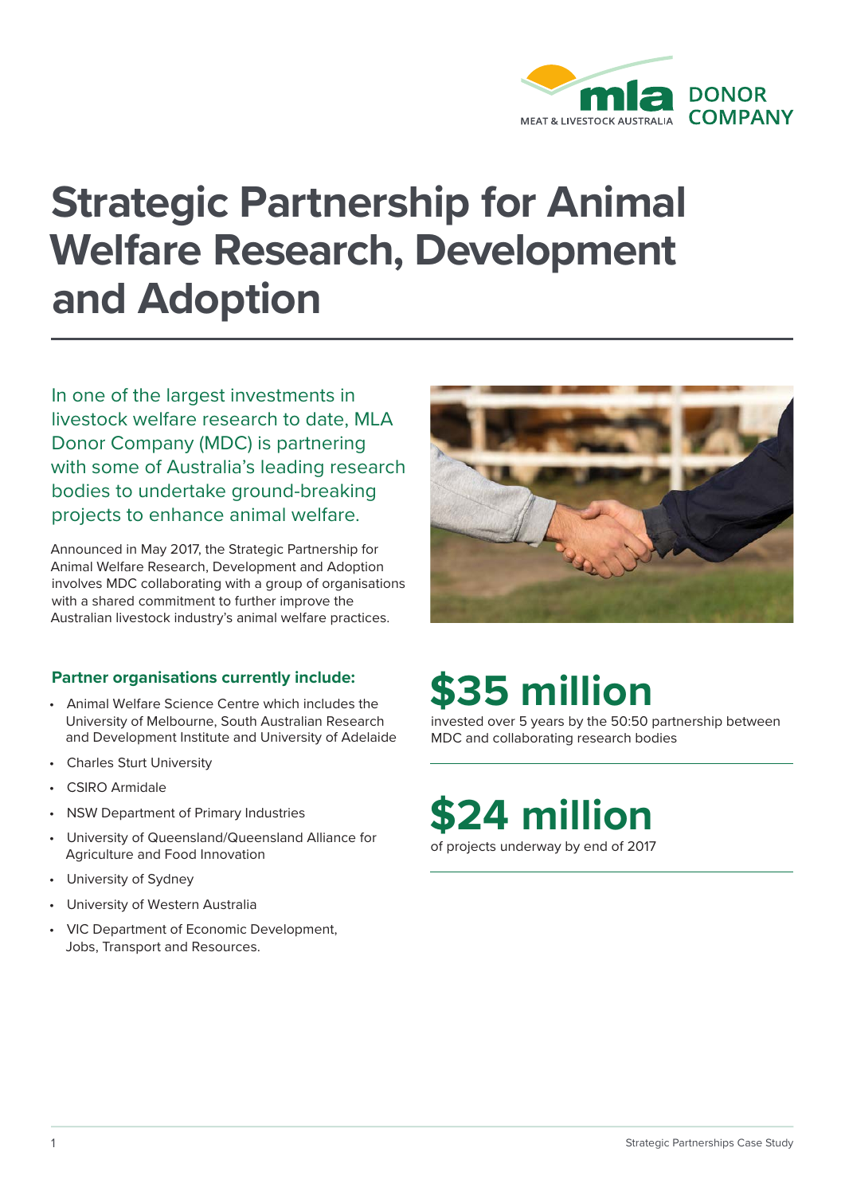MEAT & LIVESTOCK AUSTRALIA DONOR COMPANY

# Strategic Partnership for Animal Welfare Research, Development and Adoption

In one of the largest investments in livestock welfare research to date, MLA Donor Company (MDC) is partnering with some of Australia's leading research bodies to undertake ground-breaking projects to enhance animal welfare.

Announced in May 2017, the Strategic Partnership for Animal Welfare Research, Development and Adoption involves MDC collaborating with a group of organisations with a shared commitment to further improve the Australian livestock industry's animal welfare practices.

**Partner organisations currently include:**

- Animal Welfare Science Centre which includes the University of Melbourne, South Australian Research and Development Institute and University of Adelaide
- Charles Sturt University
- CSIRO Armidale
- NSW Department of Primary Industries
- University of Queensland/Queensland Alliance for Agriculture and Food Innovation
- University of Sydney
- University of Western Australia
- VIC Department of Economic Development, Jobs, Transport and Resources.

## $35 million

invested over 5 years by the 50:50 partnership between MDC and collaborating research bodies

## $24 million

of projects underway by end of 2017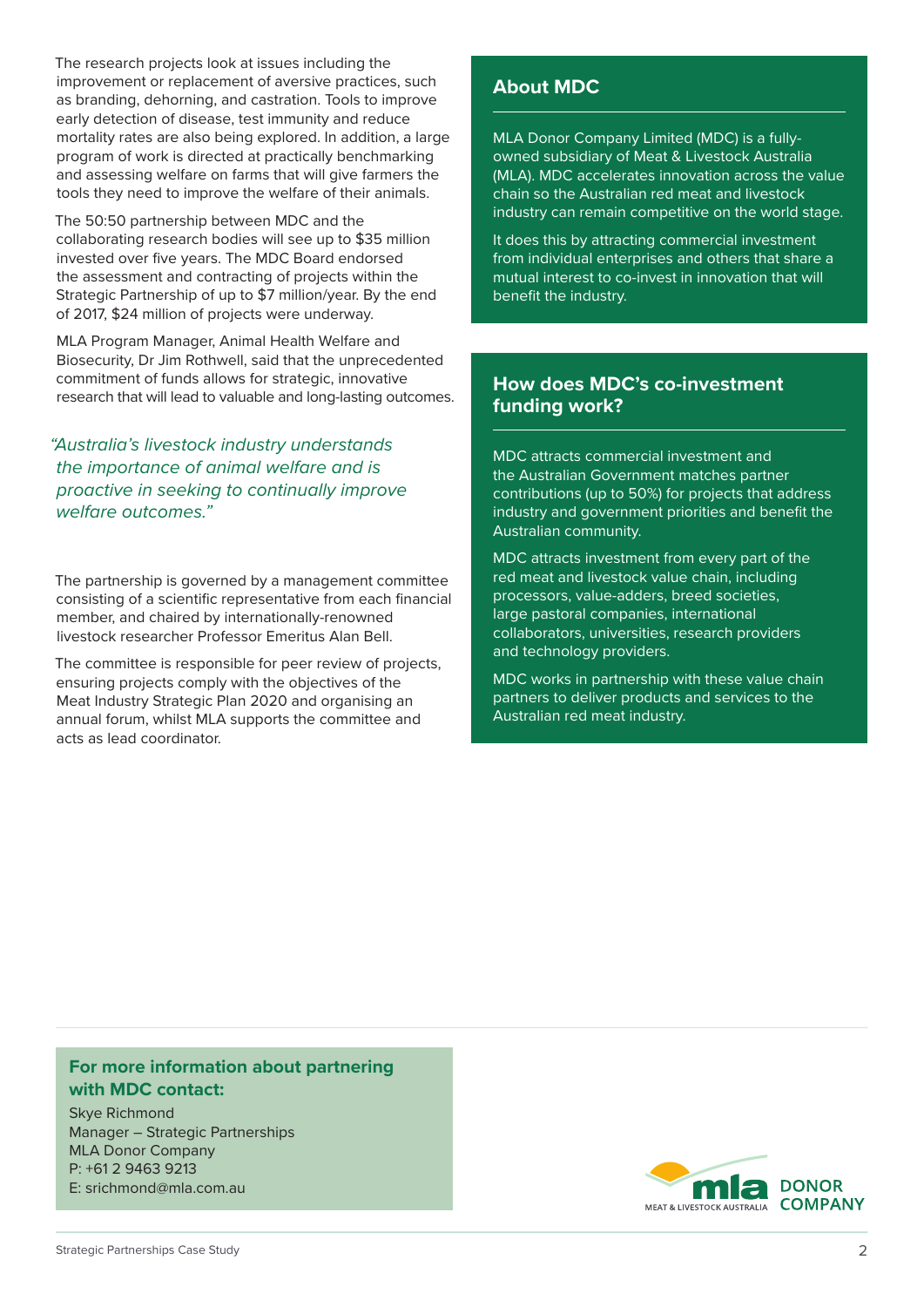The research projects look at issues including the improvement or replacement of aversive practices, such as branding, dehorning, and castration. Tools to improve early detection of disease, test immunity and reduce mortality rates are also being explored. In addition, a large program of work is directed at practically benchmarking and assessing welfare on farms that will give farmers the tools they need to improve the welfare of their animals.

The 50:50 partnership between MDC and the collaborating research bodies will see up to $35 million invested over five years. The MDC Board endorsed the assessment and contracting of projects within the Strategic Partnership of up to $7 million/year. By the end of 2017, $24 million of projects were underway.

MLA Program Manager, Animal Health Welfare and Biosecurity, Dr Jim Rothwell, said that the unprecedented commitment of funds allows for strategic, innovative research that will lead to valuable and long-lasting outcomes.

*"Australia's livestock industry understands the importance of animal welfare and is proactive in seeking to continually improve welfare outcomes."*

The partnership is governed by a management committee consisting of a scientific representative from each financial member, and chaired by internationally-renowned livestock researcher Professor Emeritus Alan Bell.

The committee is responsible for peer review of projects, ensuring projects comply with the objectives of the Meat Industry Strategic Plan 2020 and organising an annual forum, whilst MLA supports the committee and acts as lead coordinator.

## About MDC

MLA Donor Company Limited (MDC) is a fully-owned subsidiary of Meat & Livestock Australia (MLA). MDC accelerates innovation across the value chain so the Australian red meat and livestock industry can remain competitive on the world stage.

It does this by attracting commercial investment from individual enterprises and others that share a mutual interest to co-invest in innovation that will benefit the industry.

## How does MDC's co-investment funding work?

MDC attracts commercial investment and the Australian Government matches partner contributions (up to 50%) for projects that address industry and government priorities and benefit the Australian community.

MDC attracts investment from every part of the red meat and livestock value chain, including processors, value-adders, breed societies, large pastoral companies, international collaborators, universities, research providers and technology providers.

MDC works in partnership with these value chain partners to deliver products and services to the Australian red meat industry.

**For more information about partnering with MDC contact:**

Skye Richmond
Manager – Strategic Partnerships
MLA Donor Company
P: +61 2 9463 9213
E: srichmond@mla.com.au

mla MEAT & LIVESTOCK AUSTRALIA DONOR COMPANY